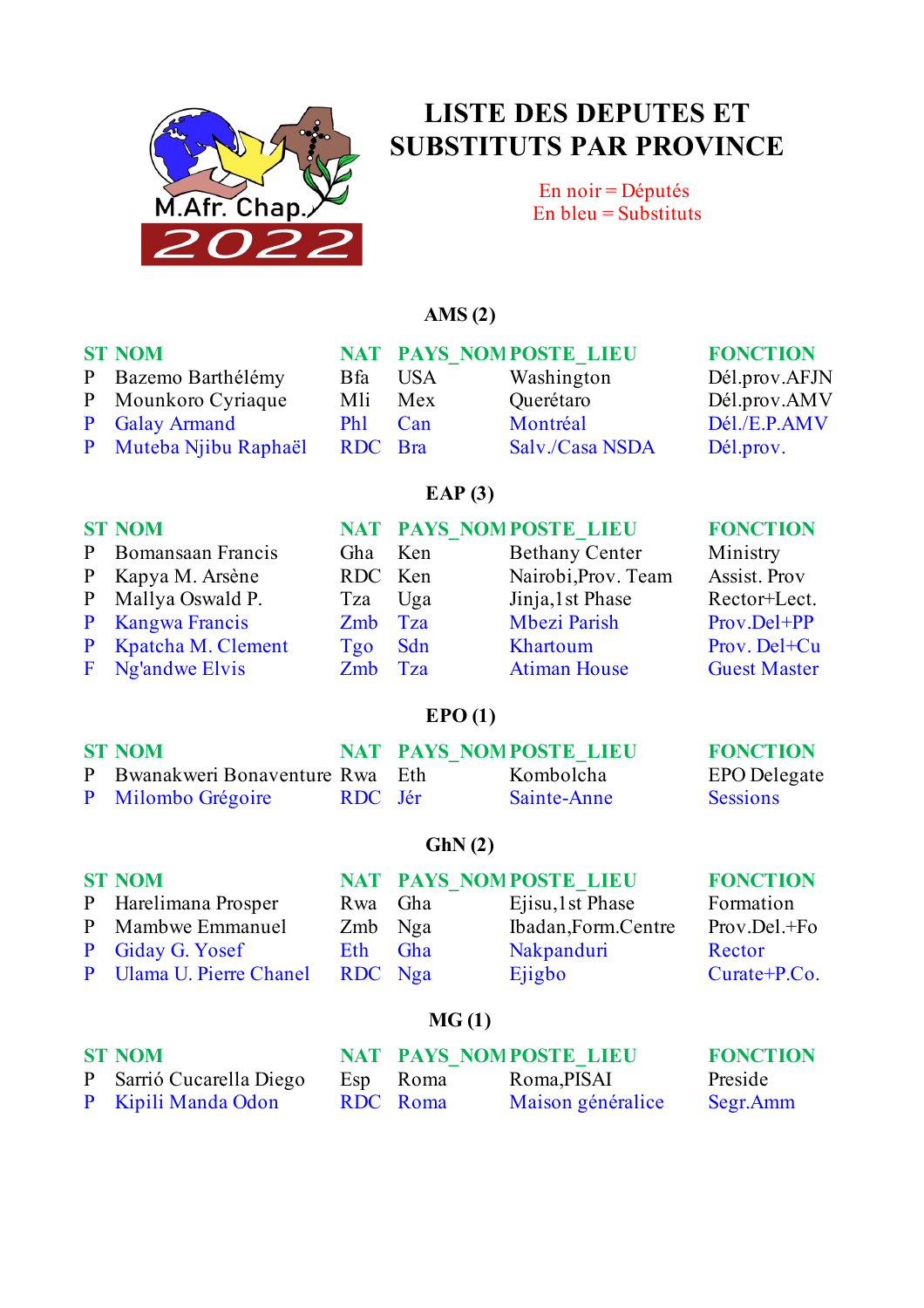M.Afr. Chap. 2022

# LISTE DES DEPUTES ET SUBSTITUTS PAR PROVINCE

En noir = Députés
En bleu = Substituts

## AMS (2)

| ST | NOM | NAT | PAYS_NOM | POSTE_LIEU | FONCTION |
|---|---|---|---|---|---|
| P | Bazemo Barthélémy | Bfa | USA | Washington | Dél.prov.AFJN |
| P | Mounkoro Cyriaque | Mli | Mex | Querétaro | Dél.prov.AMV |
| P | Galay Armand | Phl | Can | Montréal | Dél./E.P.AMV |
| P | Muteba Njibu Raphaël | RDC | Bra | Salv./Casa NSDA | Dél.prov. |

## EAP (3)

| ST | NOM | NAT | PAYS_NOM | POSTE_LIEU | FONCTION |
|---|---|---|---|---|---|
| P | Bomansaan Francis | Gha | Ken | Bethany Center | Ministry |
| P | Kapya M. Arsène | RDC | Ken | Nairobi,Prov. Team | Assist. Prov |
| P | Mallya Oswald P. | Tza | Uga | Jinja,1st Phase | Rector+Lect. |
| P | Kangwa Francis | Zmb | Tza | Mbezi Parish | Prov.Del+PP |
| P | Kpatcha M. Clement | Tgo | Sdn | Khartoum | Prov. Del+Cu |
| F | Ng'andwe Elvis | Zmb | Tza | Atiman House | Guest Master |

## EPO (1)

| ST | NOM | NAT | PAYS_NOM | POSTE_LIEU | FONCTION |
|---|---|---|---|---|---|
| P | Bwanakweri Bonaventure | Rwa | Eth | Kombolcha | EPO Delegate |
| P | Milombo Grégoire | RDC | Jér | Sainte-Anne | Sessions |

## GhN (2)

| ST | NOM | NAT | PAYS_NOM | POSTE_LIEU | FONCTION |
|---|---|---|---|---|---|
| P | Harelimana Prosper | Rwa | Gha | Ejisu,1st Phase | Formation |
| P | Mambwe Emmanuel | Zmb | Nga | Ibadan,Form.Centre | Prov.Del.+Fo |
| P | Giday G. Yosef | Eth | Gha | Nakpanduri | Rector |
| P | Ulama U. Pierre Chanel | RDC | Nga | Ejigbo | Curate+P.Co. |

## MG (1)

| ST | NOM | NAT | PAYS_NOM | POSTE_LIEU | FONCTION |
|---|---|---|---|---|---|
| P | Sarrió Cucarella Diego | Esp | Roma | Roma,PISAI | Preside |
| P | Kipili Manda Odon | RDC | Roma | Maison généralice | Segr.Amm |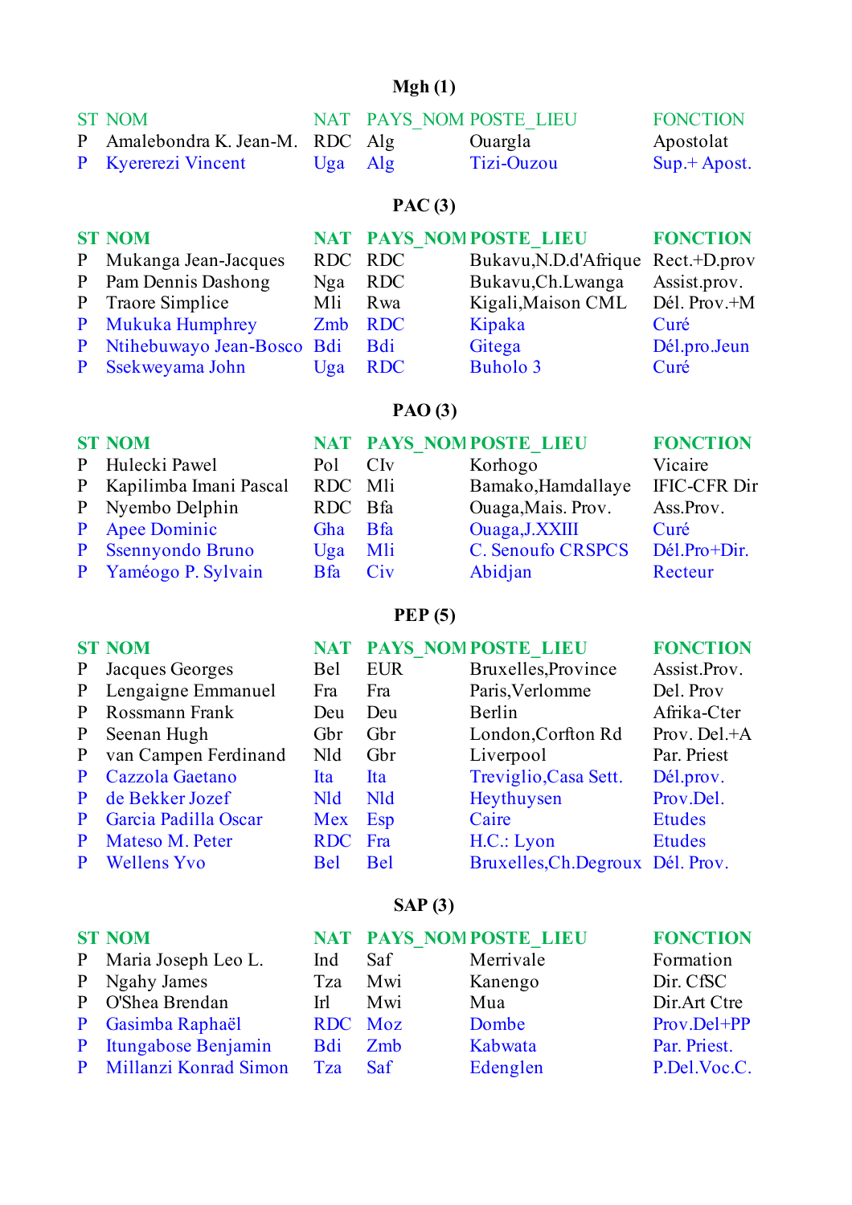## Mgh (1)

| ST | NOM | NAT | PAYS_NOM | POSTE_LIEU | FONCTION |
|---|---|---|---|---|---|
| P | Amalebondra K. Jean-M. | RDC | Alg | Ouargla | Apostolat |
| P | Kyererezi Vincent | Uga | Alg | Tizi-Ouzou | Sup.+ Apost. |

## PAC (3)

| ST | NOM | NAT | PAYS_NOM | POSTE_LIEU | FONCTION |
|---|---|---|---|---|---|
| P | Mukanga Jean-Jacques | RDC | RDC | Bukavu,N.D.d'Afrique | Rect.+D.prov |
| P | Pam Dennis Dashong | Nga | RDC | Bukavu,Ch.Lwanga | Assist.prov. |
| P | Traore Simplice | Mli | Rwa | Kigali,Maison CML | Dél. Prov.+M |
| P | Mukuka Humphrey | Zmb | RDC | Kipaka | Curé |
| P | Ntihebuwayo Jean-Bosco | Bdi | Bdi | Gitega | Dél.pro.Jeun |
| P | Ssekweyama John | Uga | RDC | Buholo 3 | Curé |

## PAO (3)

| ST | NOM | NAT | PAYS_NOM | POSTE_LIEU | FONCTION |
|---|---|---|---|---|---|
| P | Hulecki Pawel | Pol | CIv | Korhogo | Vicaire |
| P | Kapilimba Imani Pascal | RDC | Mli | Bamako,Hamdallaye | IFIC-CFR Dir |
| P | Nyembo Delphin | RDC | Bfa | Ouaga,Mais. Prov. | Ass.Prov. |
| P | Apee Dominic | Gha | Bfa | Ouaga,J.XXIII | Curé |
| P | Ssennyondo Bruno | Uga | Mli | C. Senoufo CRSPCS | Dél.Pro+Dir. |
| P | Yaméogo P. Sylvain | Bfa | Civ | Abidjan | Recteur |

## PEP (5)

| ST | NOM | NAT | PAYS_NOM | POSTE_LIEU | FONCTION |
|---|---|---|---|---|---|
| P | Jacques Georges | Bel | EUR | Bruxelles,Province | Assist.Prov. |
| P | Lengaigne Emmanuel | Fra | Fra | Paris,Verlomme | Del. Prov |
| P | Rossmann Frank | Deu | Deu | Berlin | Afrika-Cter |
| P | Seenan Hugh | Gbr | Gbr | London,Corfton Rd | Prov. Del.+A |
| P | van Campen Ferdinand | Nld | Gbr | Liverpool | Par. Priest |
| P | Cazzola Gaetano | Ita | Ita | Treviglio,Casa Sett. | Dél.prov. |
| P | de Bekker Jozef | Nld | Nld | Heythuysen | Prov.Del. |
| P | Garcia Padilla Oscar | Mex | Esp | Caire | Etudes |
| P | Mateso M. Peter | RDC | Fra | H.C.: Lyon | Etudes |
| P | Wellens Yvo | Bel | Bel | Bruxelles,Ch.Degroux | Dél. Prov. |

## SAP (3)

| ST | NOM | NAT | PAYS_NOM | POSTE_LIEU | FONCTION |
|---|---|---|---|---|---|
| P | Maria Joseph Leo L. | Ind | Saf | Merrivale | Formation |
| P | Ngahy James | Tza | Mwi | Kanengo | Dir. CfSC |
| P | O'Shea Brendan | Irl | Mwi | Mua | Dir.Art Ctre |
| P | Gasimba Raphaël | RDC | Moz | Dombe | Prov.Del+PP |
| P | Itungabose Benjamin | Bdi | Zmb | Kabwata | Par. Priest. |
| P | Millanzi Konrad Simon | Tza | Saf | Edenglen | P.Del.Voc.C. |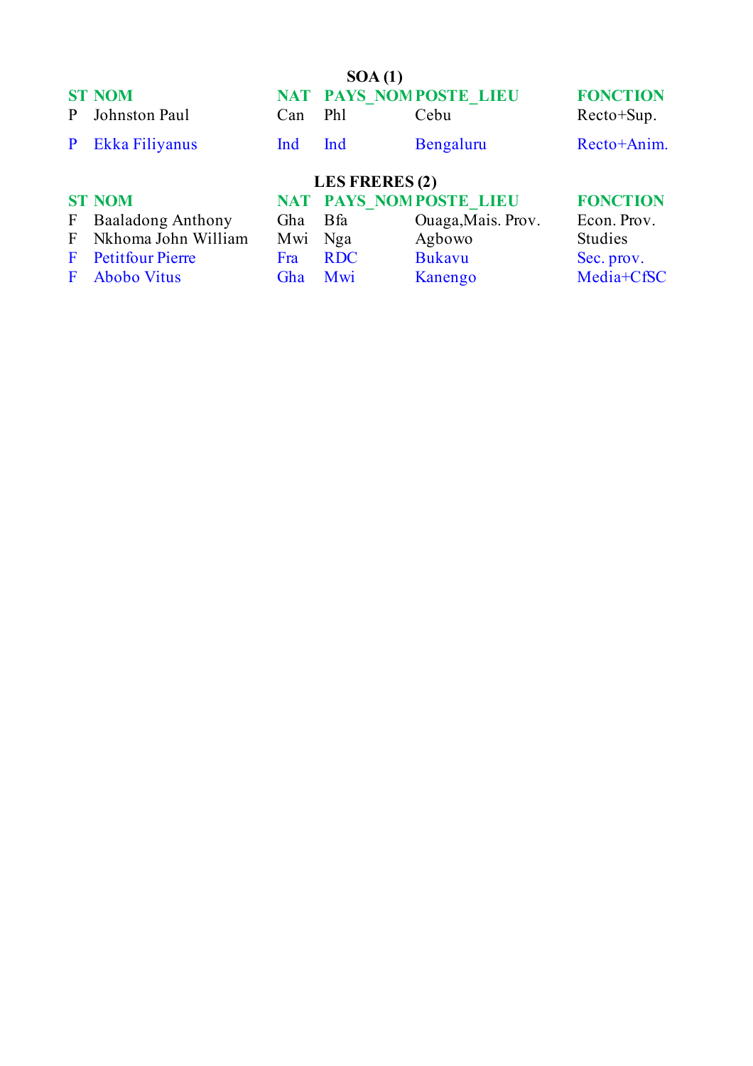### SOA (1)

| ST | NOM | NAT | PAYS_NOM | POSTE_LIEU | FONCTION |
|---|---|---|---|---|---|
| P | Johnston Paul | Can | Phl | Cebu | Recto+Sup. |
| P | Ekka Filiyanus | Ind | Ind | Bengaluru | Recto+Anim. |

### LES FRERES (2)

| ST | NOM | NAT | PAYS_NOM | POSTE_LIEU | FONCTION |
|---|---|---|---|---|---|
| F | Baaladong Anthony | Gha | Bfa | Ouaga,Mais. Prov. | Econ. Prov. |
| F | Nkhoma John William | Mwi | Nga | Agbowo | Studies |
| F | Petitfour Pierre | Fra | RDC | Bukavu | Sec. prov. |
| F | Abobo Vitus | Gha | Mwi | Kanengo | Media+CfSC |